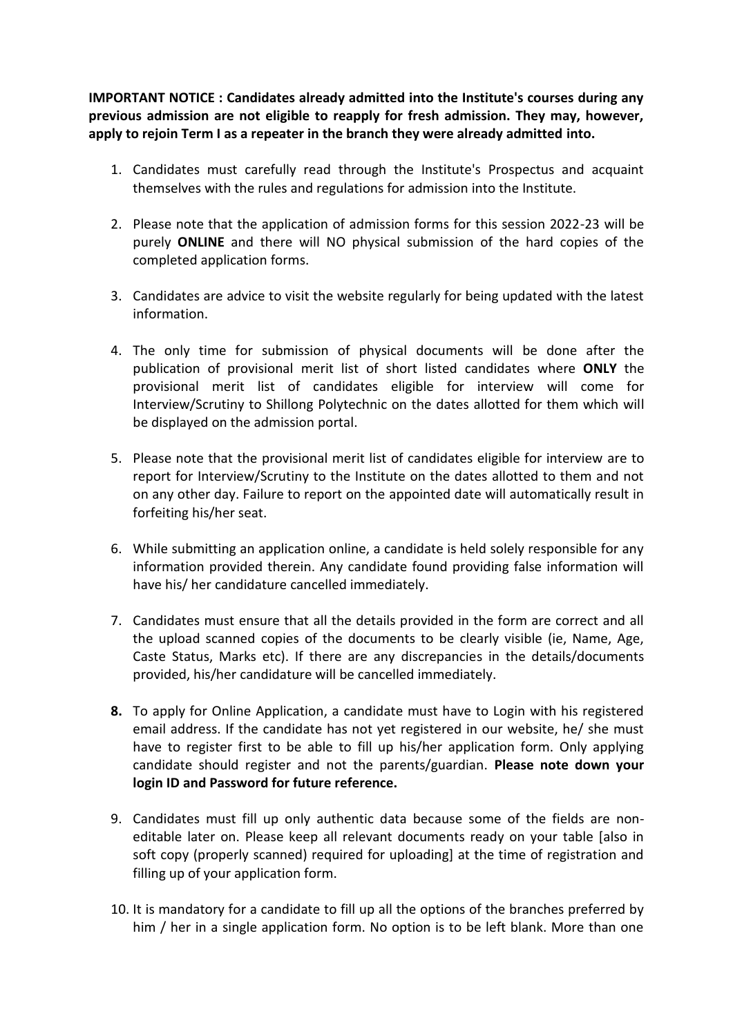**IMPORTANT NOTICE : Candidates already admitted into the Institute's courses during any previous admission are not eligible to reapply for fresh admission. They may, however, apply to rejoin Term I as a repeater in the branch they were already admitted into.**

1. Candidates must carefully read through the Institute's Prospectus and acquaint themselves with the rules and regulations for admission into the Institute.

2. Please note that the application of admission forms for this session 2022-23 will be purely **ONLINE** and there will NO physical submission of the hard copies of the completed application forms.

3. Candidates are advice to visit the website regularly for being updated with the latest information.

4. The only time for submission of physical documents will be done after the publication of provisional merit list of short listed candidates where **ONLY** the provisional merit list of candidates eligible for interview will come for Interview/Scrutiny to Shillong Polytechnic on the dates allotted for them which will be displayed on the admission portal.

5. Please note that the provisional merit list of candidates eligible for interview are to report for Interview/Scrutiny to the Institute on the dates allotted to them and not on any other day. Failure to report on the appointed date will automatically result in forfeiting his/her seat.

6. While submitting an application online, a candidate is held solely responsible for any information provided therein. Any candidate found providing false information will have his/ her candidature cancelled immediately.

7. Candidates must ensure that all the details provided in the form are correct and all the upload scanned copies of the documents to be clearly visible (ie, Name, Age, Caste Status, Marks etc). If there are any discrepancies in the details/documents provided, his/her candidature will be cancelled immediately.

8. To apply for Online Application, a candidate must have to Login with his registered email address. If the candidate has not yet registered in our website, he/ she must have to register first to be able to fill up his/her application form. Only applying candidate should register and not the parents/guardian. **Please note down your login ID and Password for future reference.**

9. Candidates must fill up only authentic data because some of the fields are non-editable later on. Please keep all relevant documents ready on your table [also in soft copy (properly scanned) required for uploading] at the time of registration and filling up of your application form.

10. It is mandatory for a candidate to fill up all the options of the branches preferred by him / her in a single application form. No option is to be left blank. More than one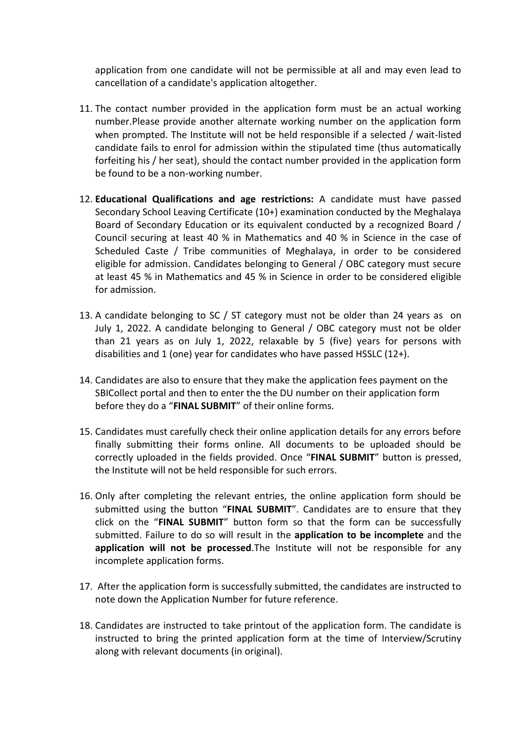application from one candidate will not be permissible at all and may even lead to cancellation of a candidate's application altogether.

11. The contact number provided in the application form must be an actual working number.Please provide another alternate working number on the application form when prompted. The Institute will not be held responsible if a selected / wait-listed candidate fails to enrol for admission within the stipulated time (thus automatically forfeiting his / her seat), should the contact number provided in the application form be found to be a non-working number.

12. **Educational Qualifications and age restrictions:** A candidate must have passed Secondary School Leaving Certificate (10+) examination conducted by the Meghalaya Board of Secondary Education or its equivalent conducted by a recognized Board / Council securing at least 40 % in Mathematics and 40 % in Science in the case of Scheduled Caste / Tribe communities of Meghalaya, in order to be considered eligible for admission. Candidates belonging to General / OBC category must secure at least 45 % in Mathematics and 45 % in Science in order to be considered eligible for admission.

13. A candidate belonging to SC / ST category must not be older than 24 years as on July 1, 2022. A candidate belonging to General / OBC category must not be older than 21 years as on July 1, 2022, relaxable by 5 (five) years for persons with disabilities and 1 (one) year for candidates who have passed HSSLC (12+).

14. Candidates are also to ensure that they make the application fees payment on the SBICollect portal and then to enter the the DU number on their application form before they do a "**FINAL SUBMIT**" of their online forms.

15. Candidates must carefully check their online application details for any errors before finally submitting their forms online. All documents to be uploaded should be correctly uploaded in the fields provided. Once "**FINAL SUBMIT**" button is pressed, the Institute will not be held responsible for such errors.

16. Only after completing the relevant entries, the online application form should be submitted using the button "**FINAL SUBMIT**". Candidates are to ensure that they click on the "**FINAL SUBMIT**" button form so that the form can be successfully submitted. Failure to do so will result in the **application to be incomplete** and the **application will not be processed**.The Institute will not be responsible for any incomplete application forms.

17. After the application form is successfully submitted, the candidates are instructed to note down the Application Number for future reference.

18. Candidates are instructed to take printout of the application form. The candidate is instructed to bring the printed application form at the time of Interview/Scrutiny along with relevant documents (in original).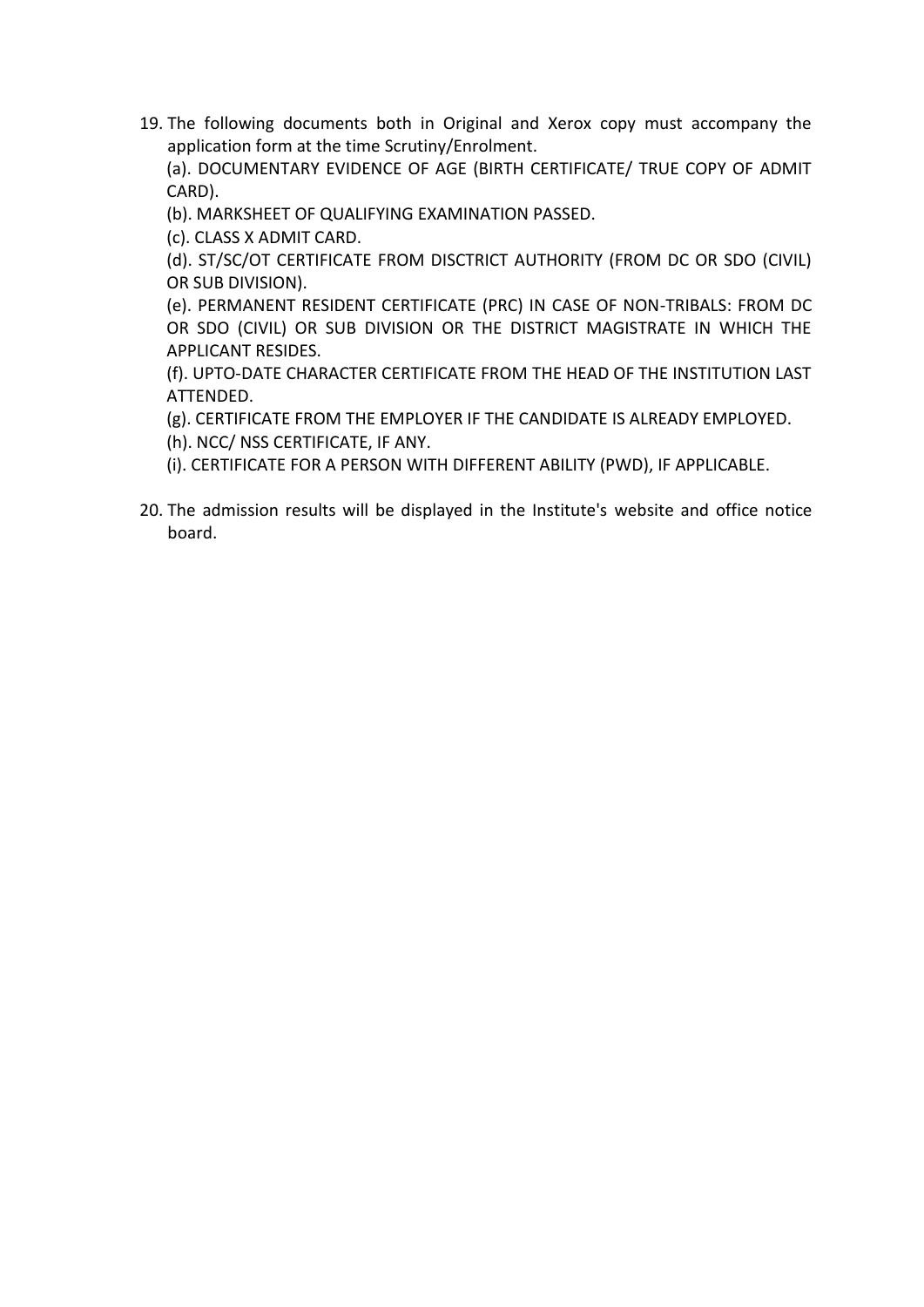19. The following documents both in Original and Xerox copy must accompany the application form at the time Scrutiny/Enrolment.

    (a). DOCUMENTARY EVIDENCE OF AGE (BIRTH CERTIFICATE/ TRUE COPY OF ADMIT CARD).

    (b). MARKSHEET OF QUALIFYING EXAMINATION PASSED.

    (c). CLASS X ADMIT CARD.

    (d). ST/SC/OT CERTIFICATE FROM DISCTRICT AUTHORITY (FROM DC OR SDO (CIVIL) OR SUB DIVISION).

    (e). PERMANENT RESIDENT CERTIFICATE (PRC) IN CASE OF NON-TRIBALS: FROM DC OR SDO (CIVIL) OR SUB DIVISION OR THE DISTRICT MAGISTRATE IN WHICH THE APPLICANT RESIDES.

    (f). UPTO-DATE CHARACTER CERTIFICATE FROM THE HEAD OF THE INSTITUTION LAST ATTENDED.

    (g). CERTIFICATE FROM THE EMPLOYER IF THE CANDIDATE IS ALREADY EMPLOYED.

    (h). NCC/ NSS CERTIFICATE, IF ANY.

    (i). CERTIFICATE FOR A PERSON WITH DIFFERENT ABILITY (PWD), IF APPLICABLE.

20. The admission results will be displayed in the Institute's website and office notice board.